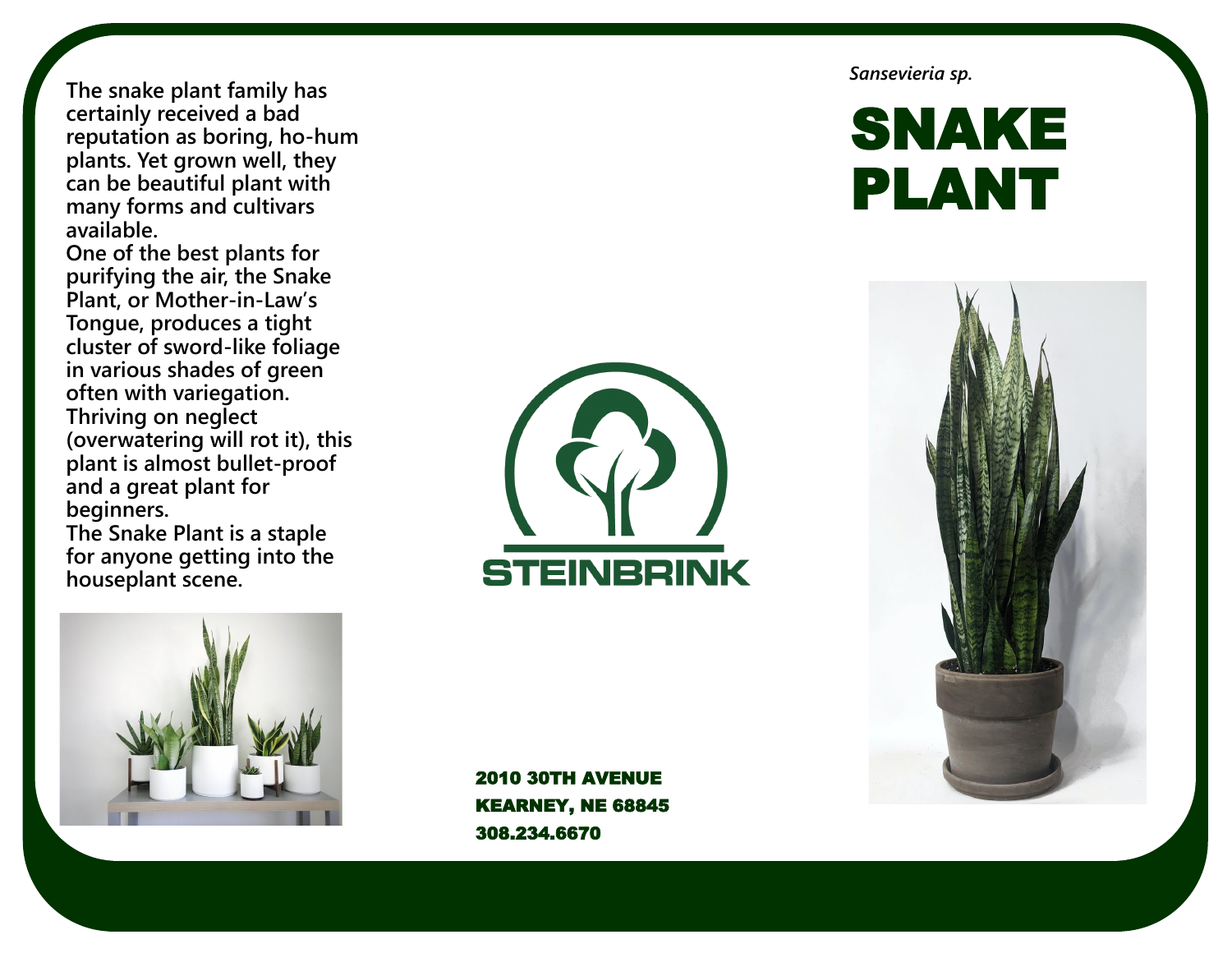*Sansevieria sp.*

# SNAKE PLANT

**The snake plant family has certainly received a bad reputation as boring, ho-hum plants. Yet grown well, they can be beautiful plant with many forms and cultivars available.**

**One of the best plants for purifying the air, the Snake Plant, or Mother-in-Law's Tongue, produces a tight cluster of sword-like foliage in various shades of green often with variegation. Thriving on neglect (overwatering will rot it), this plant is almost bullet-proof and a great plant for beginners.**

**The Snake Plant is a staple for anyone getting into the houseplant scene.**

STEINBRINK

2010 30TH AVENUE
KEARNEY, NE 68845
308.234.6670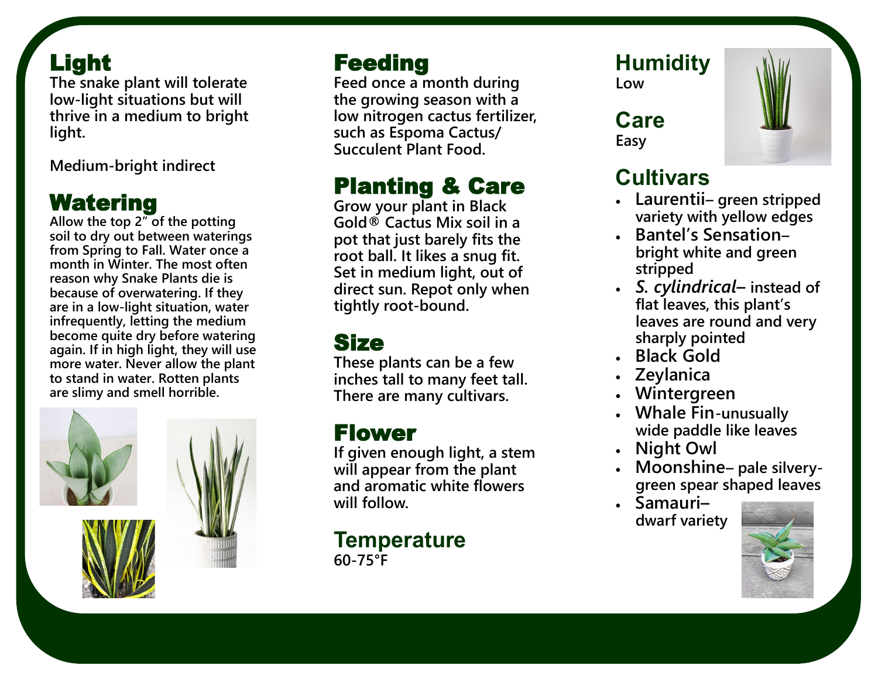## Light

The snake plant will tolerate low-light situations but will thrive in a medium to bright light.

Medium-bright indirect

## Watering

Allow the top 2" of the potting soil to dry out between waterings from Spring to Fall. Water once a month in Winter. The most often reason why Snake Plants die is because of overwatering. If they are in a low-light situation, water infrequently, letting the medium become quite dry before watering again. If in high light, they will use more water. Never allow the plant to stand in water. Rotten plants are slimy and smell horrible.

## Feeding

Feed once a month during the growing season with a low nitrogen cactus fertilizer, such as Espoma Cactus/ Succulent Plant Food.

## Planting & Care

Grow your plant in Black Gold® Cactus Mix soil in a pot that just barely fits the root ball. It likes a snug fit. Set in medium light, out of direct sun. Repot only when tightly root-bound.

## Size

These plants can be a few inches tall to many feet tall. There are many cultivars.

## Flower

If given enough light, a stem will appear from the plant and aromatic white flowers will follow.

## Temperature

60-75°F

## Humidity

Low

## Care

Easy

## Cultivars

- **Laurentii**– green stripped variety with yellow edges
- **Bantel's Sensation**– bright white and green stripped
- ***S. cylindrical***– instead of flat leaves, this plant's leaves are round and very sharply pointed
- **Black Gold**
- **Zeylanica**
- **Wintergreen**
- **Whale Fin**-unusually wide paddle like leaves
- **Night Owl**
- **Moonshine**– pale silvery-green spear shaped leaves
- **Samauri**– dwarf variety